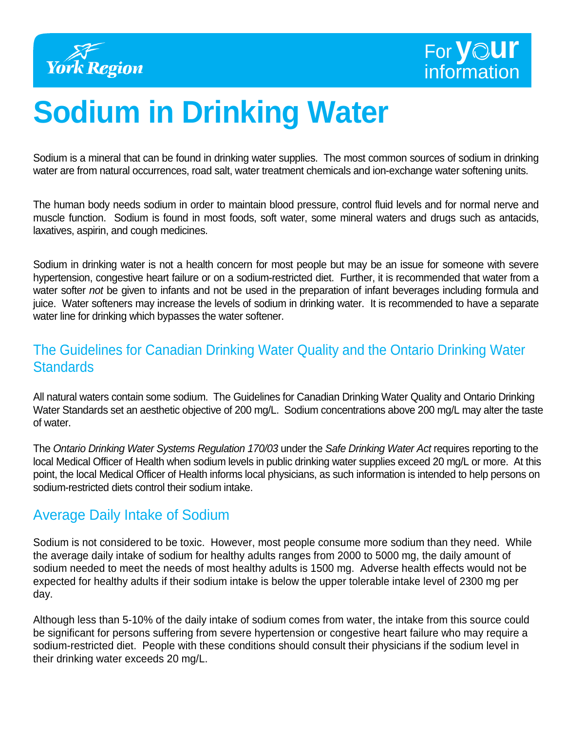York Region

For your information

# Sodium in Drinking Water

Sodium is a mineral that can be found in drinking water supplies. The most common sources of sodium in drinking water are from natural occurrences, road salt, water treatment chemicals and ion-exchange water softening units.

The human body needs sodium in order to maintain blood pressure, control fluid levels and for normal nerve and muscle function. Sodium is found in most foods, soft water, some mineral waters and drugs such as antacids, laxatives, aspirin, and cough medicines.

Sodium in drinking water is not a health concern for most people but may be an issue for someone with severe hypertension, congestive heart failure or on a sodium-restricted diet. Further, it is recommended that water from a water softer *not* be given to infants and not be used in the preparation of infant beverages including formula and juice. Water softeners may increase the levels of sodium in drinking water. It is recommended to have a separate water line for drinking which bypasses the water softener.

## The Guidelines for Canadian Drinking Water Quality and the Ontario Drinking Water Standards

All natural waters contain some sodium. The Guidelines for Canadian Drinking Water Quality and Ontario Drinking Water Standards set an aesthetic objective of 200 mg/L. Sodium concentrations above 200 mg/L may alter the taste of water.

The *Ontario Drinking Water Systems Regulation 170/03* under the *Safe Drinking Water Act* requires reporting to the local Medical Officer of Health when sodium levels in public drinking water supplies exceed 20 mg/L or more. At this point, the local Medical Officer of Health informs local physicians, as such information is intended to help persons on sodium-restricted diets control their sodium intake.

## Average Daily Intake of Sodium

Sodium is not considered to be toxic. However, most people consume more sodium than they need. While the average daily intake of sodium for healthy adults ranges from 2000 to 5000 mg, the daily amount of sodium needed to meet the needs of most healthy adults is 1500 mg. Adverse health effects would not be expected for healthy adults if their sodium intake is below the upper tolerable intake level of 2300 mg per day.

Although less than 5-10% of the daily intake of sodium comes from water, the intake from this source could be significant for persons suffering from severe hypertension or congestive heart failure who may require a sodium-restricted diet. People with these conditions should consult their physicians if the sodium level in their drinking water exceeds 20 mg/L.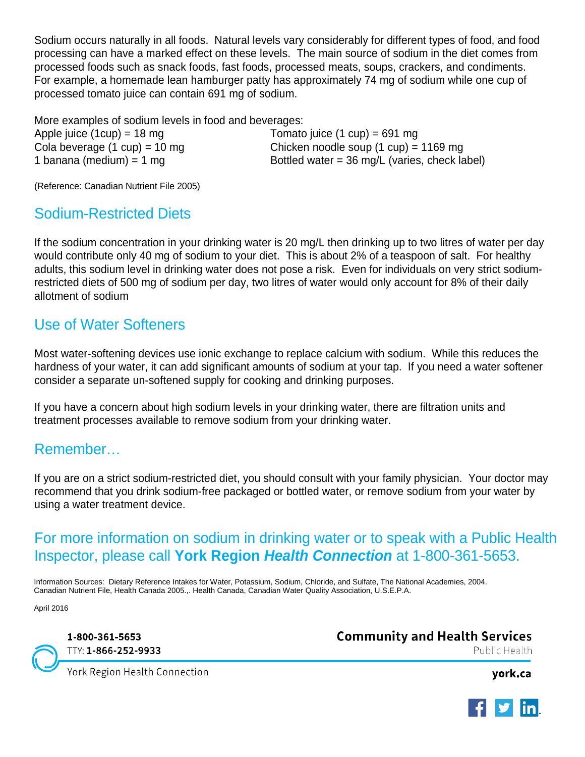Sodium occurs naturally in all foods. Natural levels vary considerably for different types of food, and food processing can have a marked effect on these levels. The main source of sodium in the diet comes from processed foods such as snack foods, fast foods, processed meats, soups, crackers, and condiments. For example, a homemade lean hamburger patty has approximately 74 mg of sodium while one cup of processed tomato juice can contain 691 mg of sodium.

More examples of sodium levels in food and beverages:

| | |
|---|---|
| Apple juice (1cup) = 18 mg | Tomato juice (1 cup) = 691 mg |
| Cola beverage (1 cup) = 10 mg | Chicken noodle soup (1 cup) = 1169 mg |
| 1 banana (medium) = 1 mg | Bottled water = 36 mg/L (varies, check label) |

(Reference: Canadian Nutrient File 2005)

## Sodium-Restricted Diets

If the sodium concentration in your drinking water is 20 mg/L then drinking up to two litres of water per day would contribute only 40 mg of sodium to your diet. This is about 2% of a teaspoon of salt. For healthy adults, this sodium level in drinking water does not pose a risk. Even for individuals on very strict sodium-restricted diets of 500 mg of sodium per day, two litres of water would only account for 8% of their daily allotment of sodium

## Use of Water Softeners

Most water-softening devices use ionic exchange to replace calcium with sodium. While this reduces the hardness of your water, it can add significant amounts of sodium at your tap. If you need a water softener consider a separate un-softened supply for cooking and drinking purposes.

If you have a concern about high sodium levels in your drinking water, there are filtration units and treatment processes available to remove sodium from your drinking water.

## Remember…

If you are on a strict sodium-restricted diet, you should consult with your family physician. Your doctor may recommend that you drink sodium-free packaged or bottled water, or remove sodium from your water by using a water treatment device.

### For more information on sodium in drinking water or to speak with a Public Health Inspector, please call **York Region *Health Connection*** at 1-800-361-5653.

Information Sources: Dietary Reference Intakes for Water, Potassium, Sodium, Chloride, and Sulfate, The National Academies, 2004. Canadian Nutrient File, Health Canada 2005.,. Health Canada, Canadian Water Quality Association, U.S.E.P.A.

April 2016

**1-800-361-5653**
TTY: **1-866-252-9933**
York Region Health Connection

**Community and Health Services**
Public Health

**york.ca**